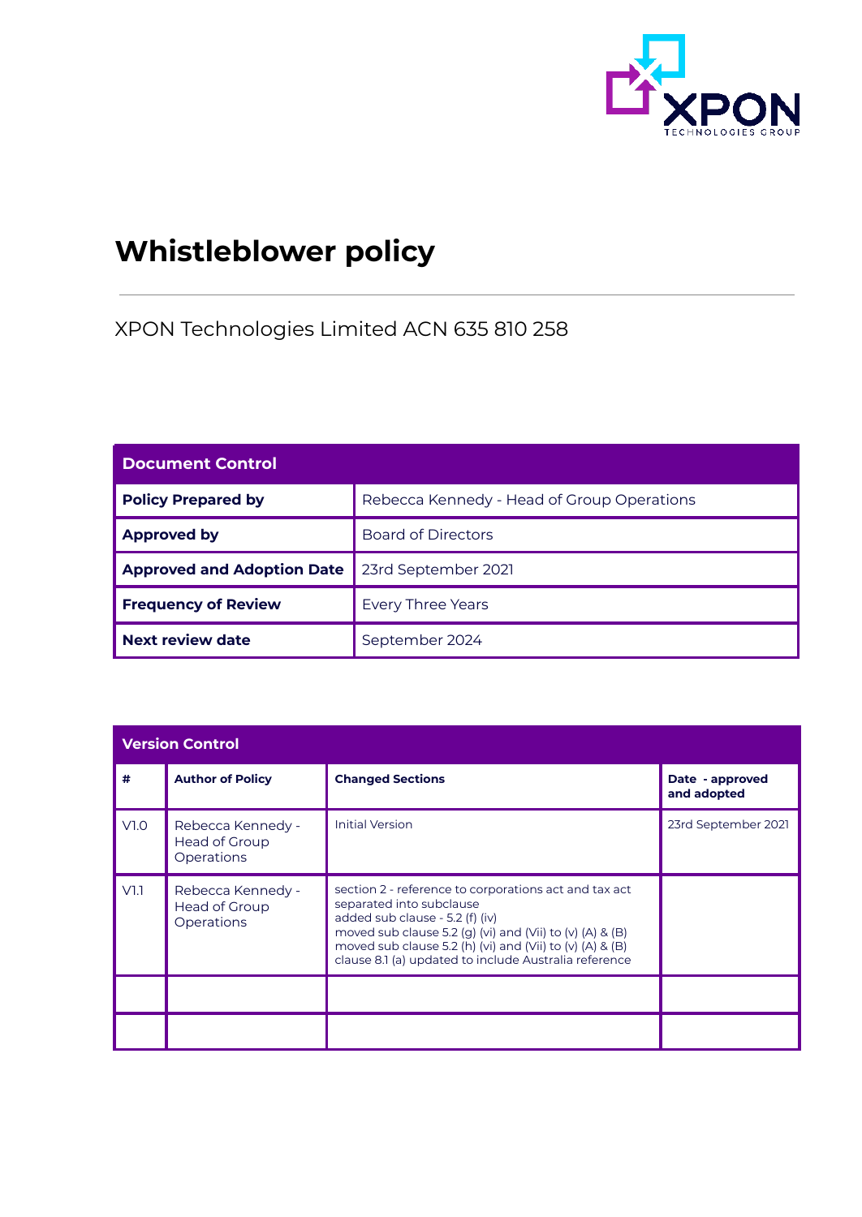# Whistleblower policy

XPON Technologies Limited ACN 635 810 258

| Document Control | |
|---|---|
| **Policy Prepared by** | Rebecca Kennedy - Head of Group Operations |
| **Approved by** | Board of Directors |
| **Approved and Adoption Date** | 23rd September 2021 |
| **Frequency of Review** | Every Three Years |
| **Next review date** | September 2024 |

| Version Control | | | |
|---|---|---|---|
| **#** | **Author of Policy** | **Changed Sections** | **Date - approved and adopted** |
| V1.0 | Rebecca Kennedy - Head of Group Operations | Initial Version | 23rd September 2021 |
| V1.1 | Rebecca Kennedy - Head of Group Operations | section 2 - reference to corporations act and tax act separated into subclause<br>added sub clause - 5.2 (f) (iv)<br>moved sub clause 5.2 (g) (vi) and (Vii) to (v) (A) & (B)<br>moved sub clause 5.2 (h) (vi) and (Vii) to (v) (A) & (B)<br>clause 8.1 (a) updated to include Australia reference | |
| | | | |
| | | | |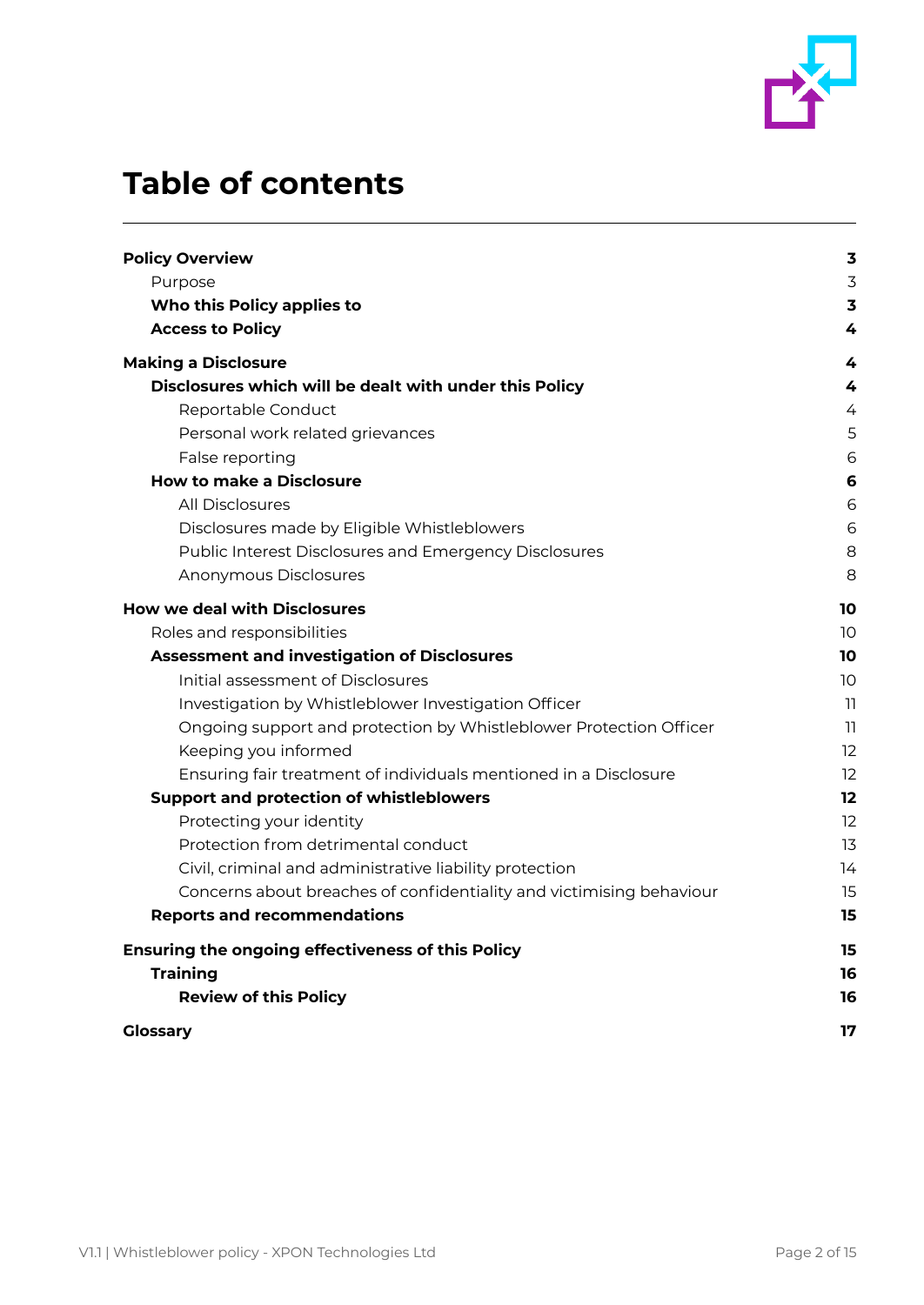# Table of contents

| | |
|---|---|
| **Policy Overview** | **3** |
| Purpose | 3 |
| **Who this Policy applies to** | **3** |
| **Access to Policy** | **4** |
| **Making a Disclosure** | **4** |
| **Disclosures which will be dealt with under this Policy** | **4** |
| Reportable Conduct | 4 |
| Personal work related grievances | 5 |
| False reporting | 6 |
| **How to make a Disclosure** | **6** |
| All Disclosures | 6 |
| Disclosures made by Eligible Whistleblowers | 6 |
| Public Interest Disclosures and Emergency Disclosures | 8 |
| Anonymous Disclosures | 8 |
| **How we deal with Disclosures** | **10** |
| Roles and responsibilities | 10 |
| **Assessment and investigation of Disclosures** | **10** |
| Initial assessment of Disclosures | 10 |
| Investigation by Whistleblower Investigation Officer | 11 |
| Ongoing support and protection by Whistleblower Protection Officer | 11 |
| Keeping you informed | 12 |
| Ensuring fair treatment of individuals mentioned in a Disclosure | 12 |
| **Support and protection of whistleblowers** | **12** |
| Protecting your identity | 12 |
| Protection from detrimental conduct | 13 |
| Civil, criminal and administrative liability protection | 14 |
| Concerns about breaches of confidentiality and victimising behaviour | 15 |
| **Reports and recommendations** | **15** |
| **Ensuring the ongoing effectiveness of this Policy** | **15** |
| **Training** | **16** |
| **Review of this Policy** | **16** |
| **Glossary** | **17** |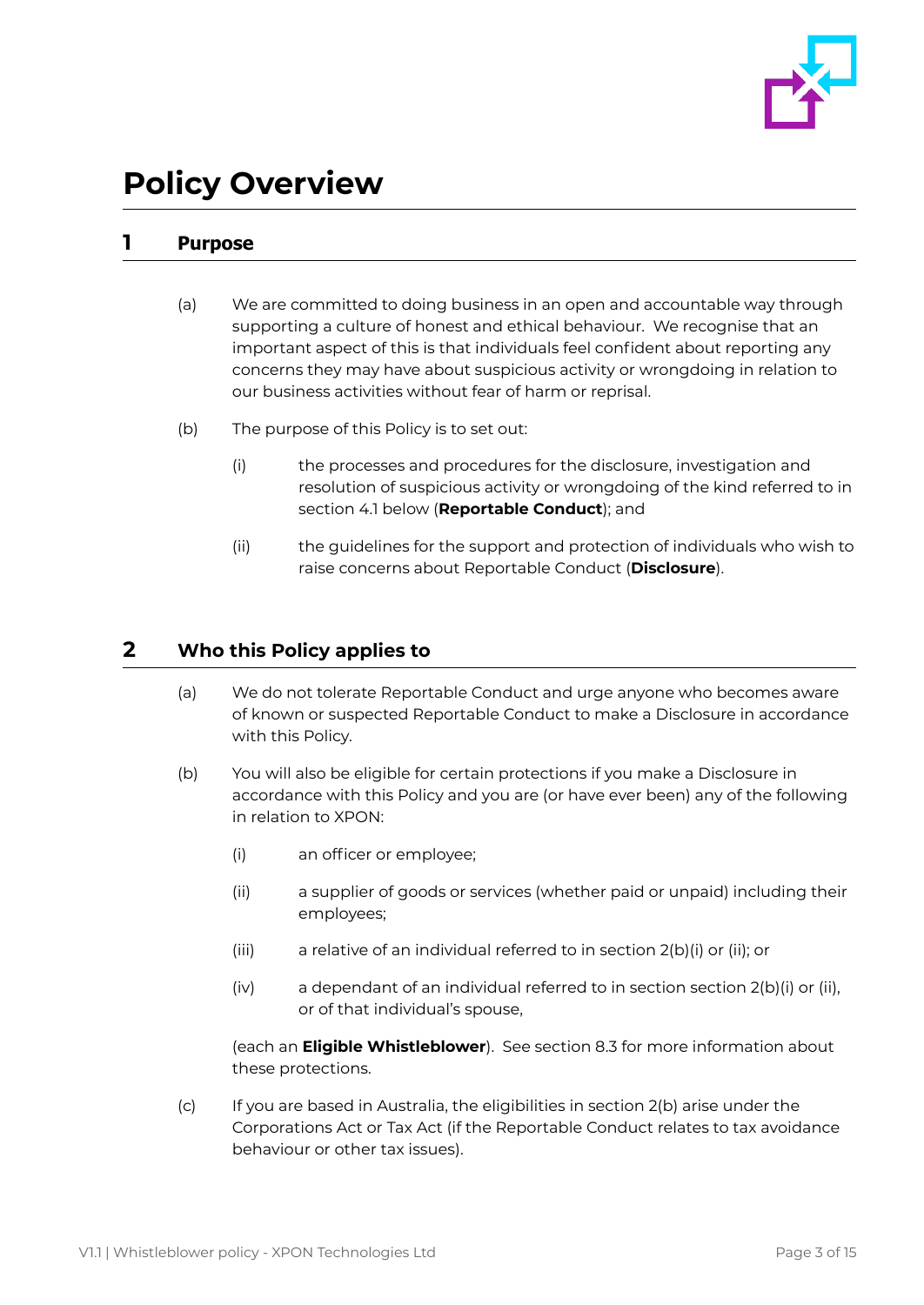# Policy Overview

## 1 Purpose

(a) We are committed to doing business in an open and accountable way through supporting a culture of honest and ethical behaviour. We recognise that an important aspect of this is that individuals feel confident about reporting any concerns they may have about suspicious activity or wrongdoing in relation to our business activities without fear of harm or reprisal.

(b) The purpose of this Policy is to set out:

(i) the processes and procedures for the disclosure, investigation and resolution of suspicious activity or wrongdoing of the kind referred to in section 4.1 below (**Reportable Conduct**); and

(ii) the guidelines for the support and protection of individuals who wish to raise concerns about Reportable Conduct (**Disclosure**).

## 2 Who this Policy applies to

(a) We do not tolerate Reportable Conduct and urge anyone who becomes aware of known or suspected Reportable Conduct to make a Disclosure in accordance with this Policy.

(b) You will also be eligible for certain protections if you make a Disclosure in accordance with this Policy and you are (or have ever been) any of the following in relation to XPON:

(i) an officer or employee;

(ii) a supplier of goods or services (whether paid or unpaid) including their employees;

(iii) a relative of an individual referred to in section 2(b)(i) or (ii); or

(iv) a dependant of an individual referred to in section section 2(b)(i) or (ii), or of that individual's spouse,

(each an **Eligible Whistleblower**). See section 8.3 for more information about these protections.

(c) If you are based in Australia, the eligibilities in section 2(b) arise under the Corporations Act or Tax Act (if the Reportable Conduct relates to tax avoidance behaviour or other tax issues).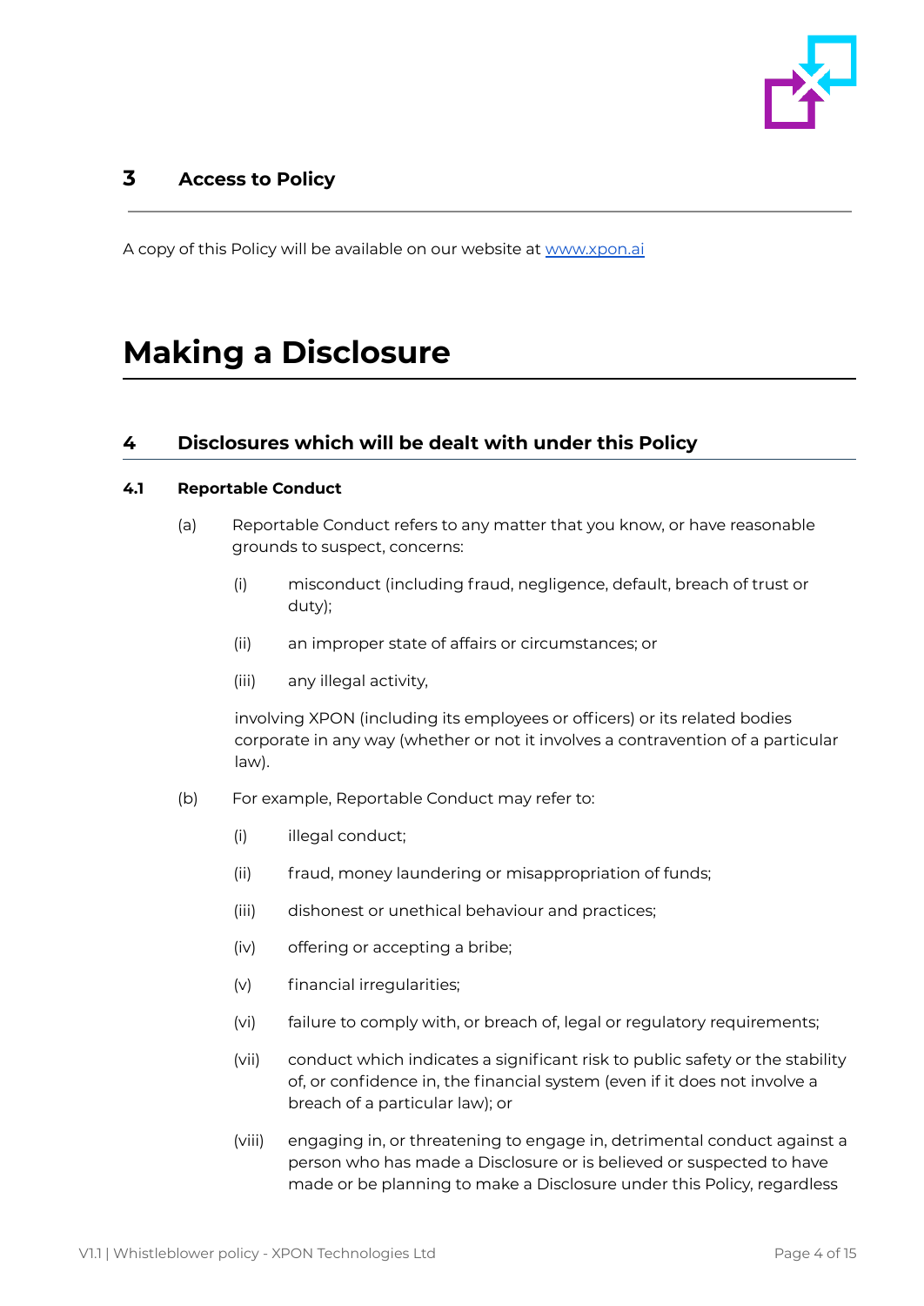## 3 Access to Policy

A copy of this Policy will be available on our website at [www.xpon.ai](www.xpon.ai)

# Making a Disclosure

## 4 Disclosures which will be dealt with under this Policy

### 4.1 Reportable Conduct

(a) Reportable Conduct refers to any matter that you know, or have reasonable grounds to suspect, concerns:

(i) misconduct (including fraud, negligence, default, breach of trust or duty);

(ii) an improper state of affairs or circumstances; or

(iii) any illegal activity,

involving XPON (including its employees or officers) or its related bodies corporate in any way (whether or not it involves a contravention of a particular law).

(b) For example, Reportable Conduct may refer to:

(i) illegal conduct;

(ii) fraud, money laundering or misappropriation of funds;

(iii) dishonest or unethical behaviour and practices;

(iv) offering or accepting a bribe;

(v) financial irregularities;

(vi) failure to comply with, or breach of, legal or regulatory requirements;

(vii) conduct which indicates a significant risk to public safety or the stability of, or confidence in, the financial system (even if it does not involve a breach of a particular law); or

(viii) engaging in, or threatening to engage in, detrimental conduct against a person who has made a Disclosure or is believed or suspected to have made or be planning to make a Disclosure under this Policy, regardless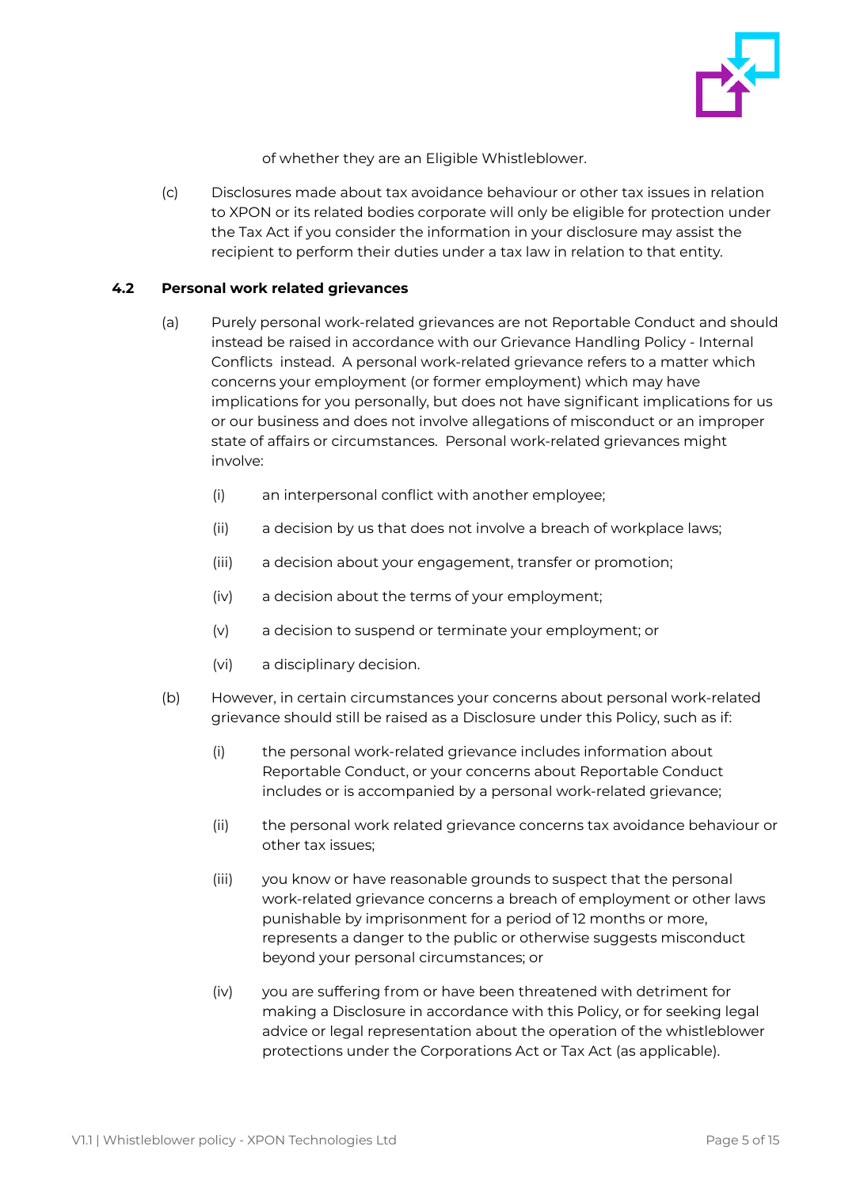of whether they are an Eligible Whistleblower.

(c) Disclosures made about tax avoidance behaviour or other tax issues in relation to XPON or its related bodies corporate will only be eligible for protection under the Tax Act if you consider the information in your disclosure may assist the recipient to perform their duties under a tax law in relation to that entity.

### 4.2 Personal work related grievances

(a) Purely personal work-related grievances are not Reportable Conduct and should instead be raised in accordance with our Grievance Handling Policy - Internal Conflicts instead. A personal work-related grievance refers to a matter which concerns your employment (or former employment) which may have implications for you personally, but does not have significant implications for us or our business and does not involve allegations of misconduct or an improper state of affairs or circumstances. Personal work-related grievances might involve:

(i) an interpersonal conflict with another employee;

(ii) a decision by us that does not involve a breach of workplace laws;

(iii) a decision about your engagement, transfer or promotion;

(iv) a decision about the terms of your employment;

(v) a decision to suspend or terminate your employment; or

(vi) a disciplinary decision.

(b) However, in certain circumstances your concerns about personal work-related grievance should still be raised as a Disclosure under this Policy, such as if:

(i) the personal work-related grievance includes information about Reportable Conduct, or your concerns about Reportable Conduct includes or is accompanied by a personal work-related grievance;

(ii) the personal work related grievance concerns tax avoidance behaviour or other tax issues;

(iii) you know or have reasonable grounds to suspect that the personal work-related grievance concerns a breach of employment or other laws punishable by imprisonment for a period of 12 months or more, represents a danger to the public or otherwise suggests misconduct beyond your personal circumstances; or

(iv) you are suffering from or have been threatened with detriment for making a Disclosure in accordance with this Policy, or for seeking legal advice or legal representation about the operation of the whistleblower protections under the Corporations Act or Tax Act (as applicable).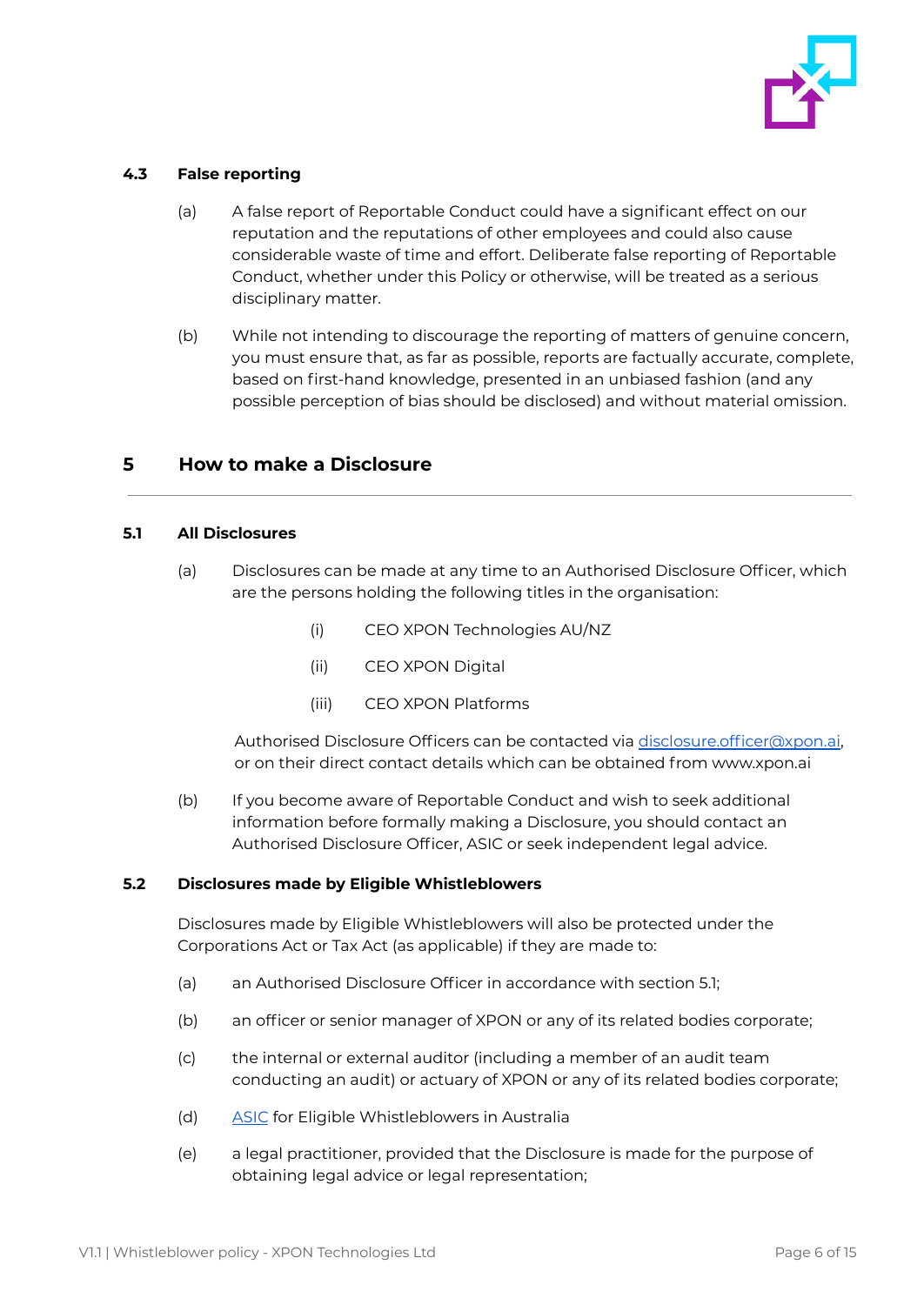### 4.3 False reporting

(a) A false report of Reportable Conduct could have a significant effect on our reputation and the reputations of other employees and could also cause considerable waste of time and effort. Deliberate false reporting of Reportable Conduct, whether under this Policy or otherwise, will be treated as a serious disciplinary matter.

(b) While not intending to discourage the reporting of matters of genuine concern, you must ensure that, as far as possible, reports are factually accurate, complete, based on first-hand knowledge, presented in an unbiased fashion (and any possible perception of bias should be disclosed) and without material omission.

## 5 How to make a Disclosure

### 5.1 All Disclosures

(a) Disclosures can be made at any time to an Authorised Disclosure Officer, which are the persons holding the following titles in the organisation:

(i) CEO XPON Technologies AU/NZ

(ii) CEO XPON Digital

(iii) CEO XPON Platforms

Authorised Disclosure Officers can be contacted via disclosure.officer@xpon.ai, or on their direct contact details which can be obtained from www.xpon.ai

(b) If you become aware of Reportable Conduct and wish to seek additional information before formally making a Disclosure, you should contact an Authorised Disclosure Officer, ASIC or seek independent legal advice.

### 5.2 Disclosures made by Eligible Whistleblowers

Disclosures made by Eligible Whistleblowers will also be protected under the Corporations Act or Tax Act (as applicable) if they are made to:

(a) an Authorised Disclosure Officer in accordance with section 5.1;

(b) an officer or senior manager of XPON or any of its related bodies corporate;

(c) the internal or external auditor (including a member of an audit team conducting an audit) or actuary of XPON or any of its related bodies corporate;

(d) ASIC for Eligible Whistleblowers in Australia

(e) a legal practitioner, provided that the Disclosure is made for the purpose of obtaining legal advice or legal representation;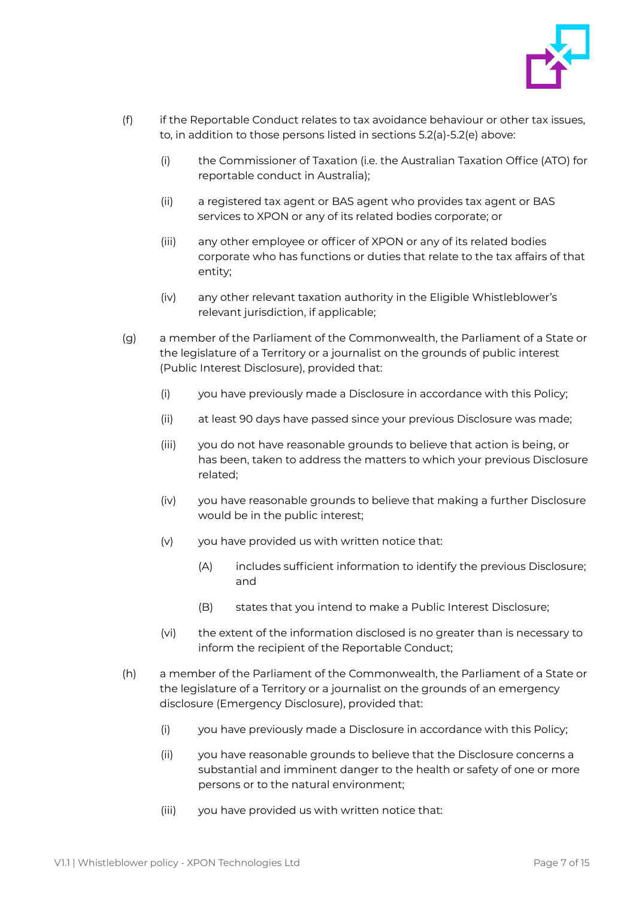(f) if the Reportable Conduct relates to tax avoidance behaviour or other tax issues, to, in addition to those persons listed in sections 5.2(a)-5.2(e) above:

  (i) the Commissioner of Taxation (i.e. the Australian Taxation Office (ATO) for reportable conduct in Australia);

  (ii) a registered tax agent or BAS agent who provides tax agent or BAS services to XPON or any of its related bodies corporate; or

  (iii) any other employee or officer of XPON or any of its related bodies corporate who has functions or duties that relate to the tax affairs of that entity;

  (iv) any other relevant taxation authority in the Eligible Whistleblower's relevant jurisdiction, if applicable;

(g) a member of the Parliament of the Commonwealth, the Parliament of a State or the legislature of a Territory or a journalist on the grounds of public interest (Public Interest Disclosure), provided that:

  (i) you have previously made a Disclosure in accordance with this Policy;

  (ii) at least 90 days have passed since your previous Disclosure was made;

  (iii) you do not have reasonable grounds to believe that action is being, or has been, taken to address the matters to which your previous Disclosure related;

  (iv) you have reasonable grounds to believe that making a further Disclosure would be in the public interest;

  (v) you have provided us with written notice that:

    (A) includes sufficient information to identify the previous Disclosure; and

    (B) states that you intend to make a Public Interest Disclosure;

  (vi) the extent of the information disclosed is no greater than is necessary to inform the recipient of the Reportable Conduct;

(h) a member of the Parliament of the Commonwealth, the Parliament of a State or the legislature of a Territory or a journalist on the grounds of an emergency disclosure (Emergency Disclosure), provided that:

  (i) you have previously made a Disclosure in accordance with this Policy;

  (ii) you have reasonable grounds to believe that the Disclosure concerns a substantial and imminent danger to the health or safety of one or more persons or to the natural environment;

  (iii) you have provided us with written notice that: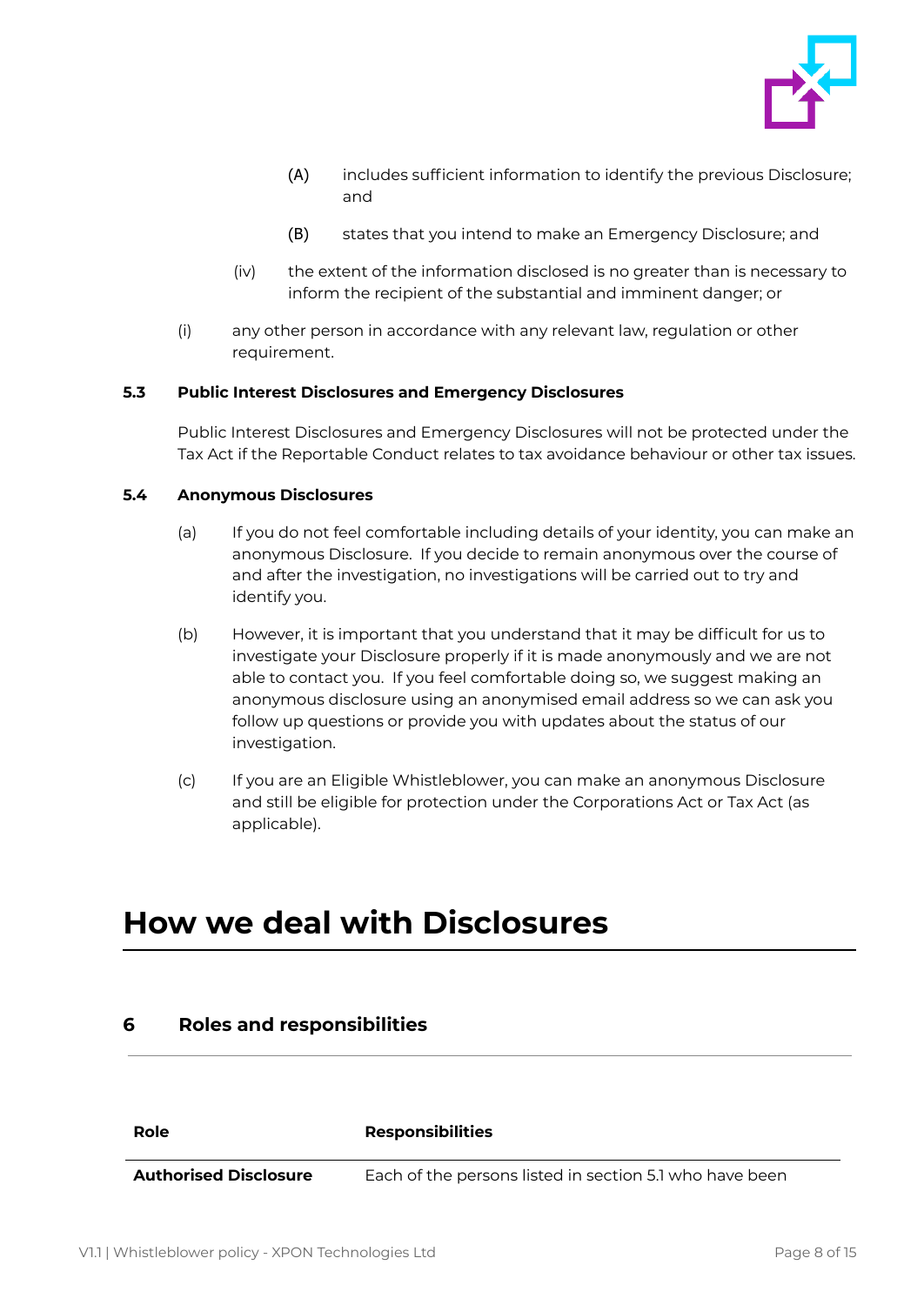(A) includes sufficient information to identify the previous Disclosure; and

(B) states that you intend to make an Emergency Disclosure; and

(iv) the extent of the information disclosed is no greater than is necessary to inform the recipient of the substantial and imminent danger; or

(i) any other person in accordance with any relevant law, regulation or other requirement.

**5.3 Public Interest Disclosures and Emergency Disclosures**

Public Interest Disclosures and Emergency Disclosures will not be protected under the Tax Act if the Reportable Conduct relates to tax avoidance behaviour or other tax issues.

**5.4 Anonymous Disclosures**

(a) If you do not feel comfortable including details of your identity, you can make an anonymous Disclosure. If you decide to remain anonymous over the course of and after the investigation, no investigations will be carried out to try and identify you.

(b) However, it is important that you understand that it may be difficult for us to investigate your Disclosure properly if it is made anonymously and we are not able to contact you. If you feel comfortable doing so, we suggest making an anonymous disclosure using an anonymised email address so we can ask you follow up questions or provide you with updates about the status of our investigation.

(c) If you are an Eligible Whistleblower, you can make an anonymous Disclosure and still be eligible for protection under the Corporations Act or Tax Act (as applicable).

# How we deal with Disclosures

## 6 Roles and responsibilities

| Role | Responsibilities |
|---|---|
| **Authorised Disclosure** | Each of the persons listed in section 5.1 who have been |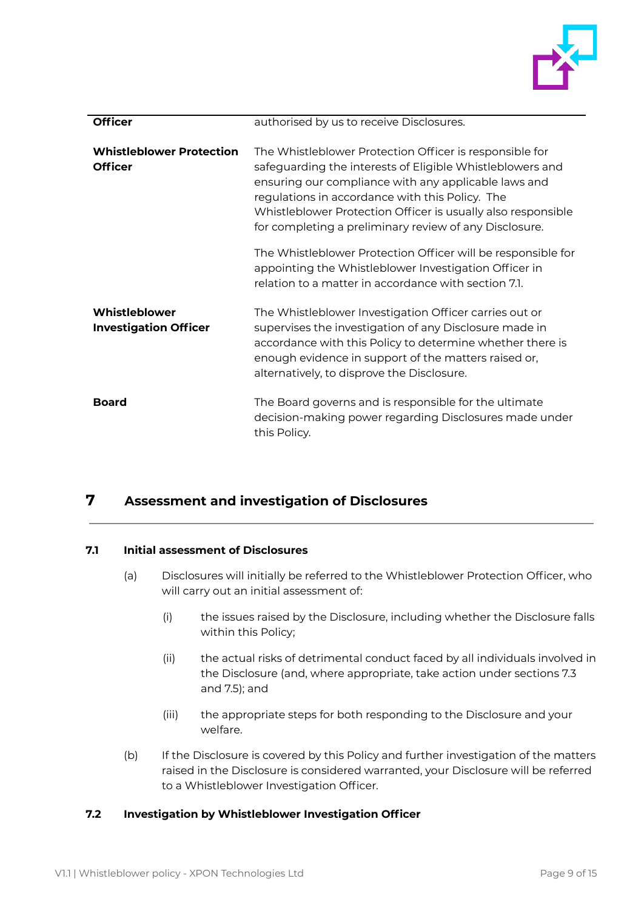| | |
|---|---|
| **Officer** | authorised by us to receive Disclosures. |
| **Whistleblower Protection Officer** | The Whistleblower Protection Officer is responsible for safeguarding the interests of Eligible Whistleblowers and ensuring our compliance with any applicable laws and regulations in accordance with this Policy. The Whistleblower Protection Officer is usually also responsible for completing a preliminary review of any Disclosure.<br><br>The Whistleblower Protection Officer will be responsible for appointing the Whistleblower Investigation Officer in relation to a matter in accordance with section 7.1. |
| **Whistleblower Investigation Officer** | The Whistleblower Investigation Officer carries out or supervises the investigation of any Disclosure made in accordance with this Policy to determine whether there is enough evidence in support of the matters raised or, alternatively, to disprove the Disclosure. |
| **Board** | The Board governs and is responsible for the ultimate decision-making power regarding Disclosures made under this Policy. |

# 7 Assessment and investigation of Disclosures

## 7.1 Initial assessment of Disclosures

(a) Disclosures will initially be referred to the Whistleblower Protection Officer, who will carry out an initial assessment of:

   (i) the issues raised by the Disclosure, including whether the Disclosure falls within this Policy;

   (ii) the actual risks of detrimental conduct faced by all individuals involved in the Disclosure (and, where appropriate, take action under sections 7.3 and 7.5); and

   (iii) the appropriate steps for both responding to the Disclosure and your welfare.

(b) If the Disclosure is covered by this Policy and further investigation of the matters raised in the Disclosure is considered warranted, your Disclosure will be referred to a Whistleblower Investigation Officer.

## 7.2 Investigation by Whistleblower Investigation Officer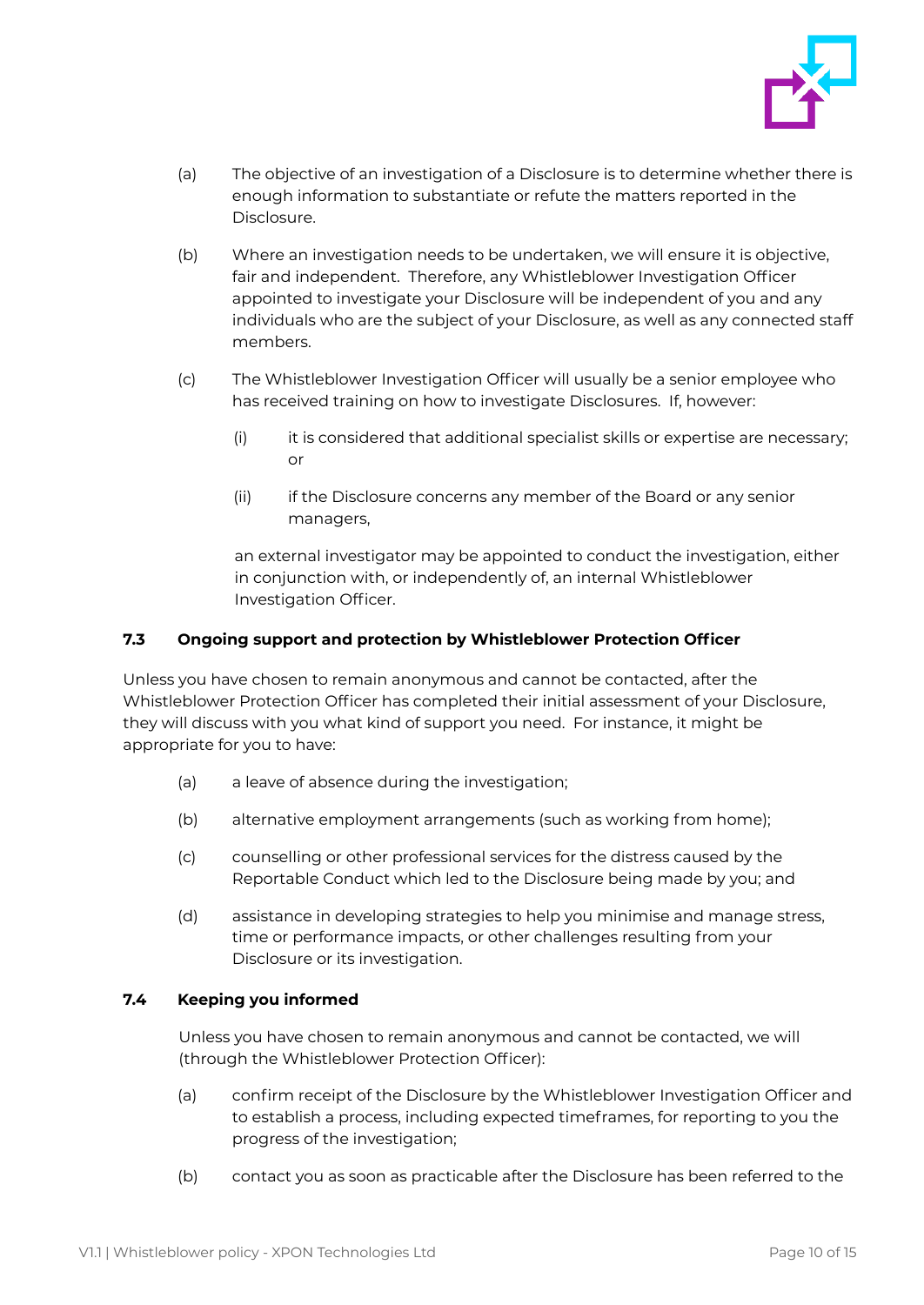(a) The objective of an investigation of a Disclosure is to determine whether there is enough information to substantiate or refute the matters reported in the Disclosure.

(b) Where an investigation needs to be undertaken, we will ensure it is objective, fair and independent. Therefore, any Whistleblower Investigation Officer appointed to investigate your Disclosure will be independent of you and any individuals who are the subject of your Disclosure, as well as any connected staff members.

(c) The Whistleblower Investigation Officer will usually be a senior employee who has received training on how to investigate Disclosures. If, however:

  (i) it is considered that additional specialist skills or expertise are necessary; or

  (ii) if the Disclosure concerns any member of the Board or any senior managers,

  an external investigator may be appointed to conduct the investigation, either in conjunction with, or independently of, an internal Whistleblower Investigation Officer.

### 7.3 Ongoing support and protection by Whistleblower Protection Officer

Unless you have chosen to remain anonymous and cannot be contacted, after the Whistleblower Protection Officer has completed their initial assessment of your Disclosure, they will discuss with you what kind of support you need. For instance, it might be appropriate for you to have:

(a) a leave of absence during the investigation;

(b) alternative employment arrangements (such as working from home);

(c) counselling or other professional services for the distress caused by the Reportable Conduct which led to the Disclosure being made by you; and

(d) assistance in developing strategies to help you minimise and manage stress, time or performance impacts, or other challenges resulting from your Disclosure or its investigation.

### 7.4 Keeping you informed

Unless you have chosen to remain anonymous and cannot be contacted, we will (through the Whistleblower Protection Officer):

(a) confirm receipt of the Disclosure by the Whistleblower Investigation Officer and to establish a process, including expected timeframes, for reporting to you the progress of the investigation;

(b) contact you as soon as practicable after the Disclosure has been referred to the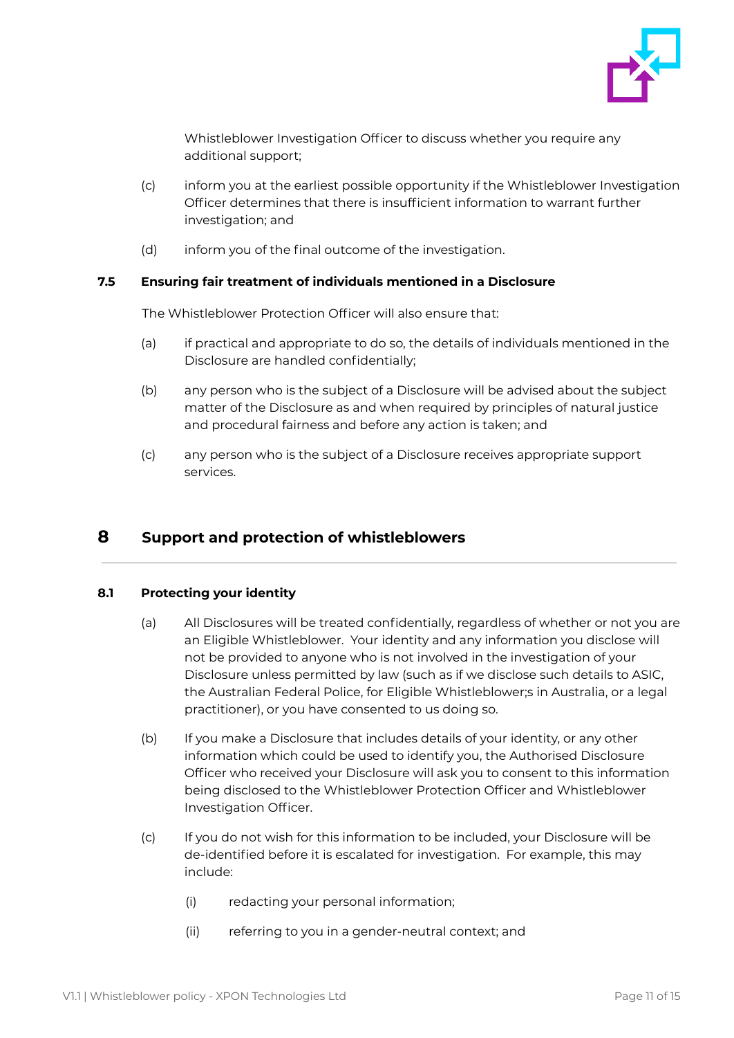Whistleblower Investigation Officer to discuss whether you require any additional support;

(c) inform you at the earliest possible opportunity if the Whistleblower Investigation Officer determines that there is insufficient information to warrant further investigation; and

(d) inform you of the final outcome of the investigation.

### 7.5 Ensuring fair treatment of individuals mentioned in a Disclosure

The Whistleblower Protection Officer will also ensure that:

(a) if practical and appropriate to do so, the details of individuals mentioned in the Disclosure are handled confidentially;

(b) any person who is the subject of a Disclosure will be advised about the subject matter of the Disclosure as and when required by principles of natural justice and procedural fairness and before any action is taken; and

(c) any person who is the subject of a Disclosure receives appropriate support services.

## 8 Support and protection of whistleblowers

### 8.1 Protecting your identity

(a) All Disclosures will be treated confidentially, regardless of whether or not you are an Eligible Whistleblower. Your identity and any information you disclose will not be provided to anyone who is not involved in the investigation of your Disclosure unless permitted by law (such as if we disclose such details to ASIC, the Australian Federal Police, for Eligible Whistleblower;s in Australia, or a legal practitioner), or you have consented to us doing so.

(b) If you make a Disclosure that includes details of your identity, or any other information which could be used to identify you, the Authorised Disclosure Officer who received your Disclosure will ask you to consent to this information being disclosed to the Whistleblower Protection Officer and Whistleblower Investigation Officer.

(c) If you do not wish for this information to be included, your Disclosure will be de-identified before it is escalated for investigation. For example, this may include:

(i) redacting your personal information;

(ii) referring to you in a gender-neutral context; and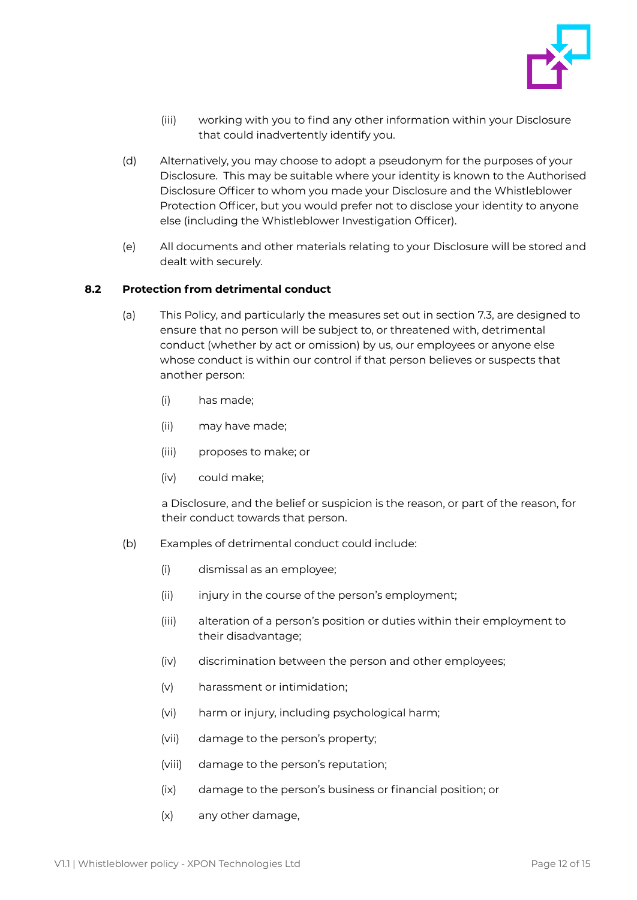(iii) working with you to find any other information within your Disclosure that could inadvertently identify you.

(d) Alternatively, you may choose to adopt a pseudonym for the purposes of your Disclosure. This may be suitable where your identity is known to the Authorised Disclosure Officer to whom you made your Disclosure and the Whistleblower Protection Officer, but you would prefer not to disclose your identity to anyone else (including the Whistleblower Investigation Officer).

(e) All documents and other materials relating to your Disclosure will be stored and dealt with securely.

### 8.2 Protection from detrimental conduct

(a) This Policy, and particularly the measures set out in section 7.3, are designed to ensure that no person will be subject to, or threatened with, detrimental conduct (whether by act or omission) by us, our employees or anyone else whose conduct is within our control if that person believes or suspects that another person:

(i) has made;

(ii) may have made;

(iii) proposes to make; or

(iv) could make;

a Disclosure, and the belief or suspicion is the reason, or part of the reason, for their conduct towards that person.

(b) Examples of detrimental conduct could include:

(i) dismissal as an employee;

(ii) injury in the course of the person's employment;

(iii) alteration of a person's position or duties within their employment to their disadvantage;

(iv) discrimination between the person and other employees;

(v) harassment or intimidation;

(vi) harm or injury, including psychological harm;

(vii) damage to the person's property;

(viii) damage to the person's reputation;

(ix) damage to the person's business or financial position; or

(x) any other damage,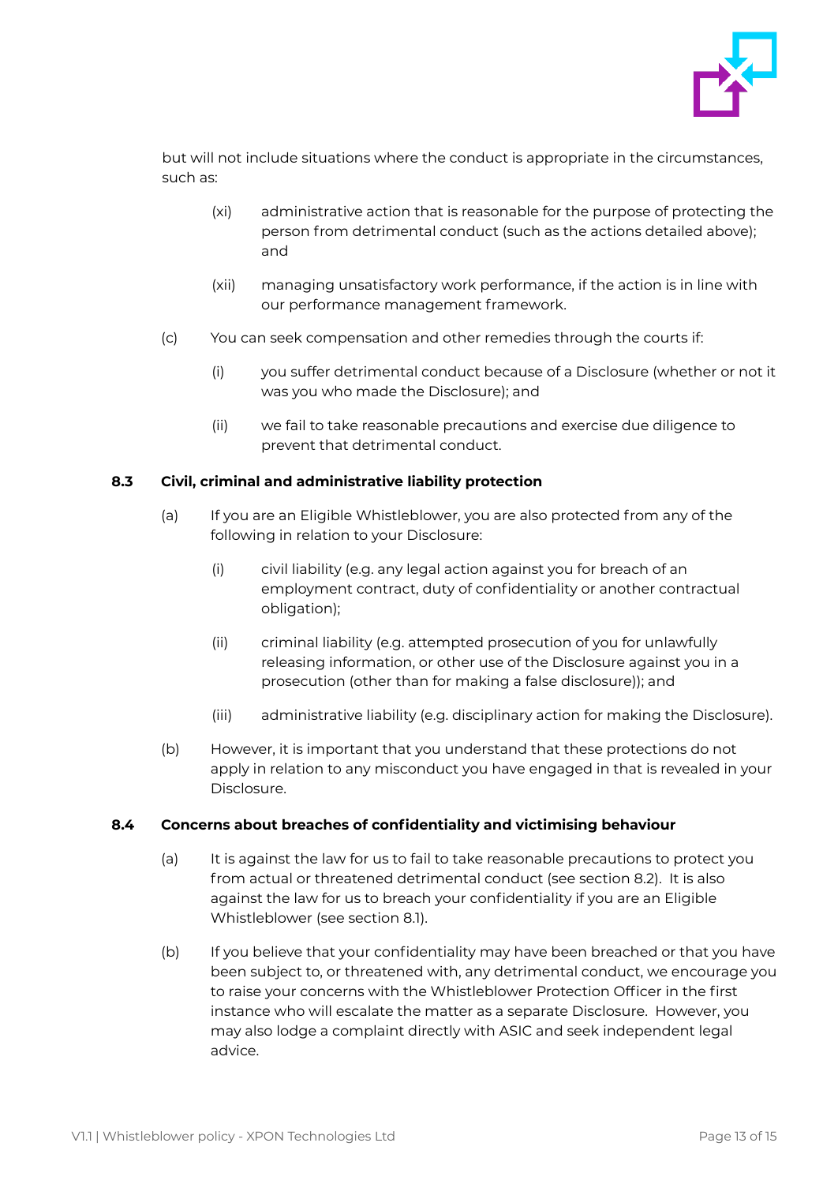but will not include situations where the conduct is appropriate in the circumstances, such as:

(xi) administrative action that is reasonable for the purpose of protecting the person from detrimental conduct (such as the actions detailed above); and

(xii) managing unsatisfactory work performance, if the action is in line with our performance management framework.

(c) You can seek compensation and other remedies through the courts if:

(i) you suffer detrimental conduct because of a Disclosure (whether or not it was you who made the Disclosure); and

(ii) we fail to take reasonable precautions and exercise due diligence to prevent that detrimental conduct.

### 8.3 Civil, criminal and administrative liability protection

(a) If you are an Eligible Whistleblower, you are also protected from any of the following in relation to your Disclosure:

(i) civil liability (e.g. any legal action against you for breach of an employment contract, duty of confidentiality or another contractual obligation);

(ii) criminal liability (e.g. attempted prosecution of you for unlawfully releasing information, or other use of the Disclosure against you in a prosecution (other than for making a false disclosure)); and

(iii) administrative liability (e.g. disciplinary action for making the Disclosure).

(b) However, it is important that you understand that these protections do not apply in relation to any misconduct you have engaged in that is revealed in your Disclosure.

### 8.4 Concerns about breaches of confidentiality and victimising behaviour

(a) It is against the law for us to fail to take reasonable precautions to protect you from actual or threatened detrimental conduct (see section 8.2). It is also against the law for us to breach your confidentiality if you are an Eligible Whistleblower (see section 8.1).

(b) If you believe that your confidentiality may have been breached or that you have been subject to, or threatened with, any detrimental conduct, we encourage you to raise your concerns with the Whistleblower Protection Officer in the first instance who will escalate the matter as a separate Disclosure. However, you may also lodge a complaint directly with ASIC and seek independent legal advice.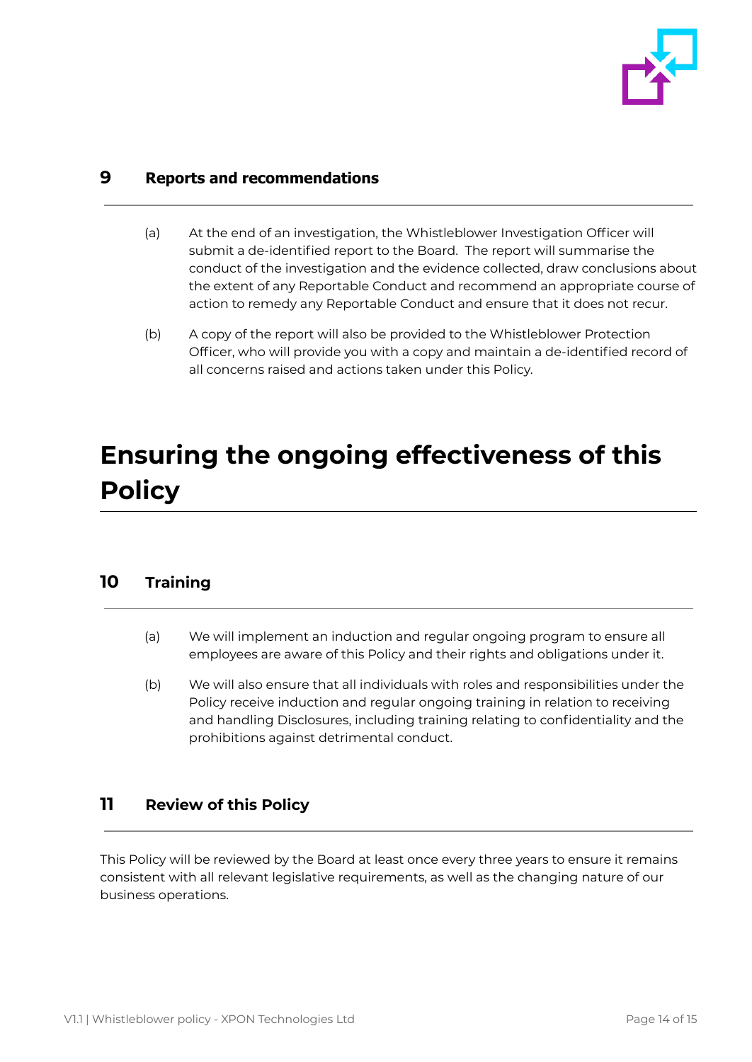## 9 Reports and recommendations

(a) At the end of an investigation, the Whistleblower Investigation Officer will submit a de-identified report to the Board. The report will summarise the conduct of the investigation and the evidence collected, draw conclusions about the extent of any Reportable Conduct and recommend an appropriate course of action to remedy any Reportable Conduct and ensure that it does not recur.

(b) A copy of the report will also be provided to the Whistleblower Protection Officer, who will provide you with a copy and maintain a de-identified record of all concerns raised and actions taken under this Policy.

# Ensuring the ongoing effectiveness of this Policy

## 10 Training

(a) We will implement an induction and regular ongoing program to ensure all employees are aware of this Policy and their rights and obligations under it.

(b) We will also ensure that all individuals with roles and responsibilities under the Policy receive induction and regular ongoing training in relation to receiving and handling Disclosures, including training relating to confidentiality and the prohibitions against detrimental conduct.

## 11 Review of this Policy

This Policy will be reviewed by the Board at least once every three years to ensure it remains consistent with all relevant legislative requirements, as well as the changing nature of our business operations.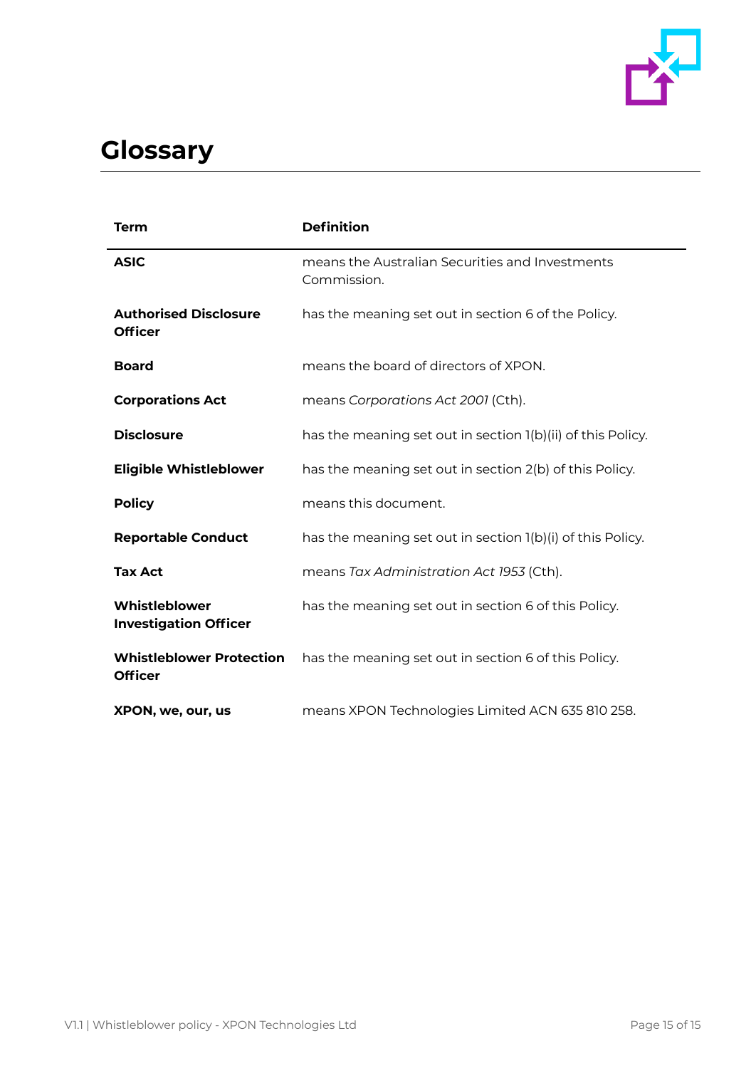# Glossary

| Term | Definition |
| --- | --- |
| **ASIC** | means the Australian Securities and Investments Commission. |
| **Authorised Disclosure Officer** | has the meaning set out in section 6 of the Policy. |
| **Board** | means the board of directors of XPON. |
| **Corporations Act** | means *Corporations Act 2001* (Cth). |
| **Disclosure** | has the meaning set out in section 1(b)(ii) of this Policy. |
| **Eligible Whistleblower** | has the meaning set out in section 2(b) of this Policy. |
| **Policy** | means this document. |
| **Reportable Conduct** | has the meaning set out in section 1(b)(i) of this Policy. |
| **Tax Act** | means *Tax Administration Act 1953* (Cth). |
| **Whistleblower Investigation Officer** | has the meaning set out in section 6 of this Policy. |
| **Whistleblower Protection Officer** | has the meaning set out in section 6 of this Policy. |
| **XPON, we, our, us** | means XPON Technologies Limited ACN 635 810 258. |